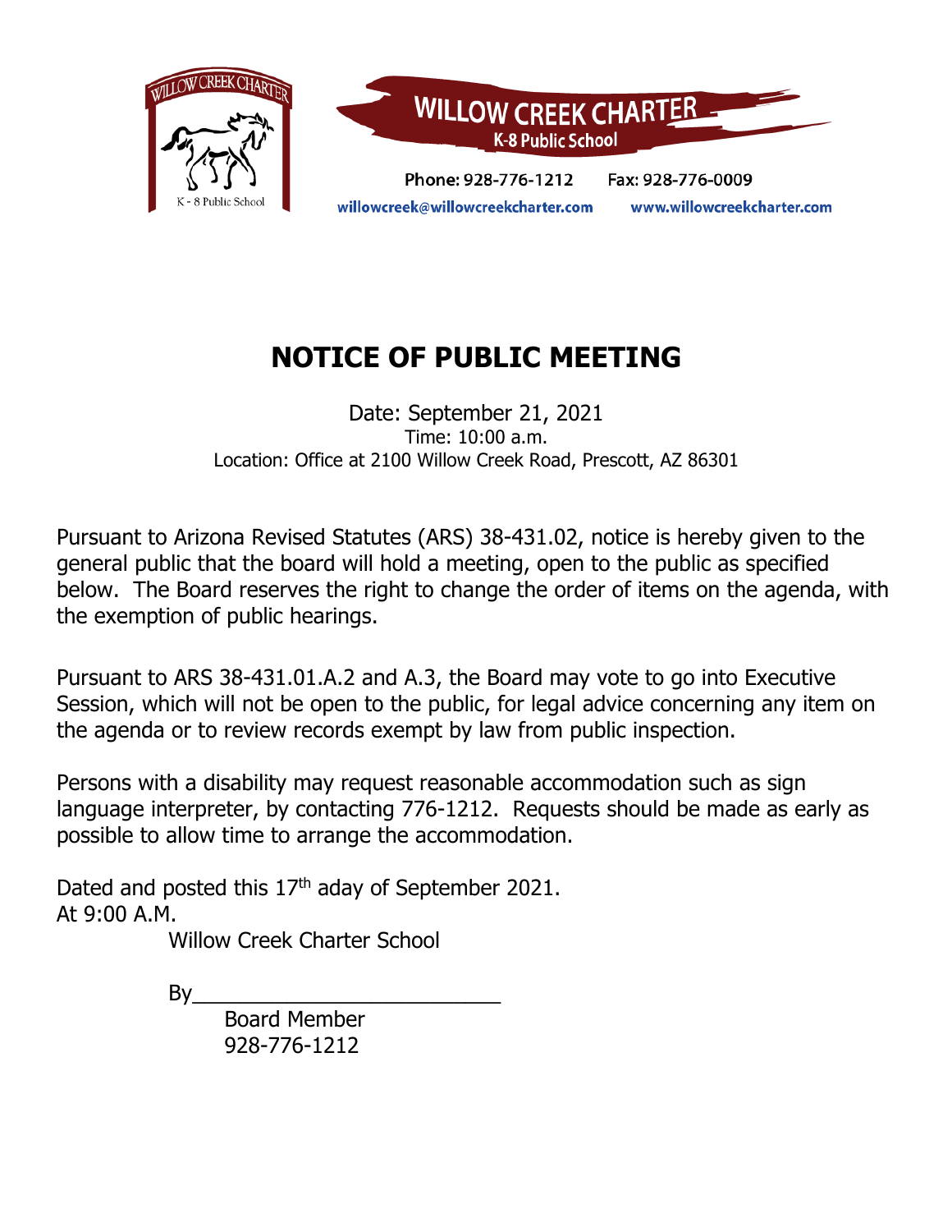WILLOW CREEK CHARTER
K-8 Public School

Phone: 928-776-1212 Fax: 928-776-0009
willowcreek@willowcreekcharter.com www.willowcreekcharter.com

# NOTICE OF PUBLIC MEETING

Date: September 21, 2021
Time: 10:00 a.m.
Location: Office at 2100 Willow Creek Road, Prescott, AZ 86301

Pursuant to Arizona Revised Statutes (ARS) 38-431.02, notice is hereby given to the general public that the board will hold a meeting, open to the public as specified below. The Board reserves the right to change the order of items on the agenda, with the exemption of public hearings.

Pursuant to ARS 38-431.01.A.2 and A.3, the Board may vote to go into Executive Session, which will not be open to the public, for legal advice concerning any item on the agenda or to review records exempt by law from public inspection.

Persons with a disability may request reasonable accommodation such as sign language interpreter, by contacting 776-1212. Requests should be made as early as possible to allow time to arrange the accommodation.

Dated and posted this 17th aday of September 2021.
At 9:00 A.M.

Willow Creek Charter School

By\_\_\_\_\_\_\_\_\_\_\_\_\_\_\_\_\_\_\_\_\_\_\_\_\_\_
Board Member
928-776-1212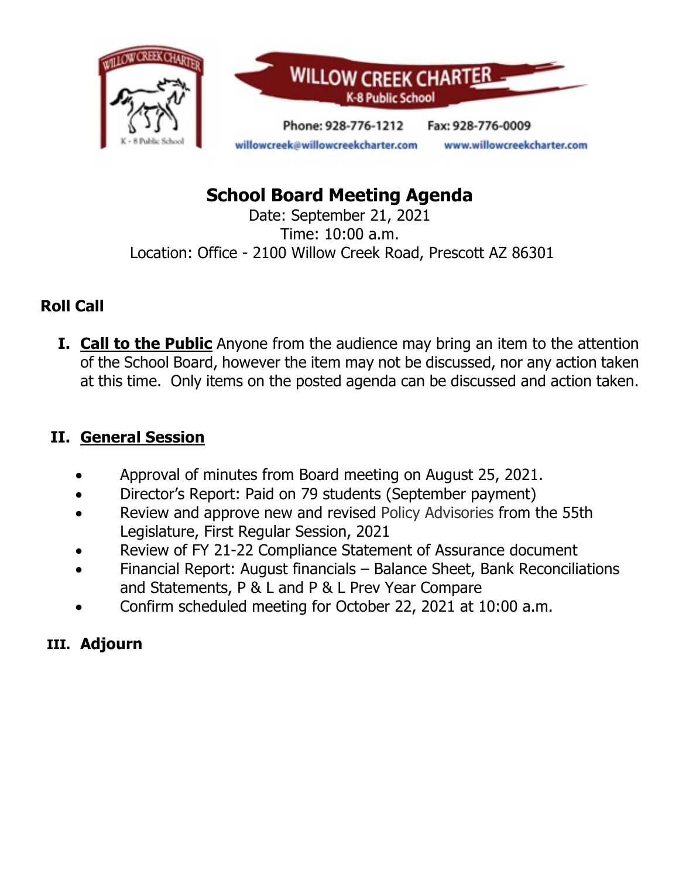WILLOW CREEK CHARTER
K-8 Public School

Phone: 928-776-1212 Fax: 928-776-0009
willowcreek@willowcreekcharter.com www.willowcreekcharter.com

# School Board Meeting Agenda

Date: September 21, 2021
Time: 10:00 a.m.
Location: Office - 2100 Willow Creek Road, Prescott AZ 86301

## Roll Call

**I. Call to the Public** Anyone from the audience may bring an item to the attention of the School Board, however the item may not be discussed, nor any action taken at this time. Only items on the posted agenda can be discussed and action taken.

**II. General Session**

- Approval of minutes from Board meeting on August 25, 2021.
- Director's Report: Paid on 79 students (September payment)
- Review and approve new and revised Policy Advisories from the 55th Legislature, First Regular Session, 2021
- Review of FY 21-22 Compliance Statement of Assurance document
- Financial Report: August financials – Balance Sheet, Bank Reconciliations and Statements, P & L and P & L Prev Year Compare
- Confirm scheduled meeting for October 22, 2021 at 10:00 a.m.

**III. Adjourn**